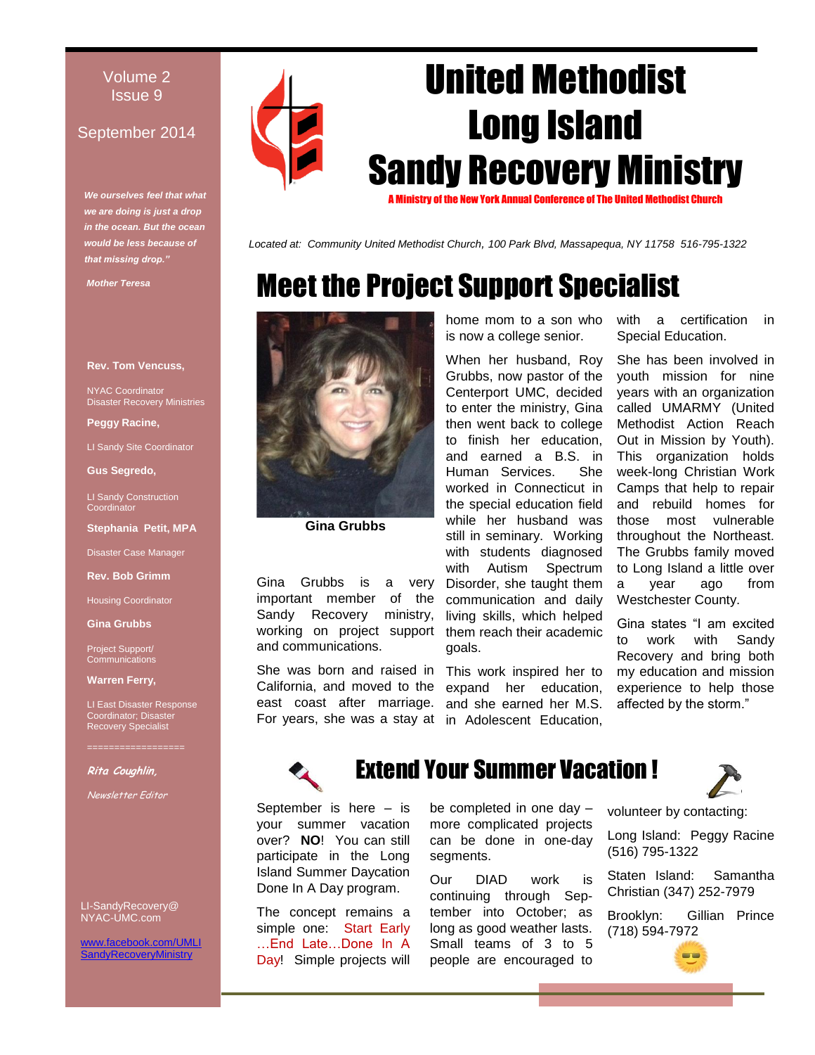# United Methodist Long Island Sandy Recovery Ministry

A Ministry of the New York Annual Conference of The United Methodist Church

Volume 2
Issue 9

September 2014

*Located at: Community United Methodist Church, 100 Park Blvd, Massapequa, NY 11758 516-795-1322*

***We ourselves feel that what we are doing is just a drop in the ocean. But the ocean would be less because of that missing drop."***

***Mother Teresa***

**Rev. Tom Vencuss,**
NYAC Coordinator
Disaster Recovery Ministries

**Peggy Racine,**
LI Sandy Site Coordinator

**Gus Segredo,**
LI Sandy Construction Coordinator

**Stephania Petit, MPA**
Disaster Case Manager

**Rev. Bob Grimm**
Housing Coordinator

**Gina Grubbs**
Project Support/ Communications

**Warren Ferry,**
LI East Disaster Response Coordinator; Disaster Recovery Specialist

==================

***Rita Coughlin,***
*Newsletter Editor*

LI-SandyRecovery@NYAC-UMC.com

[www.facebook.com/UMLISandyRecoveryMinistry](http://www.facebook.com/UMLISandyRecoveryMinistry)

## Meet the Project Support Specialist

**Gina Grubbs**

Gina Grubbs is a very important member of the Sandy Recovery ministry, working on project support and communications.

She was born and raised in California, and moved to the east coast after marriage. For years, she was a stay at home mom to a son who is now a college senior.

When her husband, Roy Grubbs, now pastor of the Centerport UMC, decided to enter the ministry, Gina then went back to college to finish her education, and earned a B.S. in Human Services. She worked in Connecticut in the special education field while her husband was still in seminary. Working with students diagnosed with Autism Spectrum Disorder, she taught them communication and daily living skills, which helped them reach their academic goals.

This work inspired her to expand her education, and she earned her M.S. in Adolescent Education, with a certification in Special Education.

She has been involved in youth mission for nine years with an organization called UMARMY (United Methodist Action Reach Out in Mission by Youth). This organization holds week-long Christian Work Camps that help to repair and rebuild homes for those most vulnerable throughout the Northeast. The Grubbs family moved to Long Island a little over a year ago from Westchester County.

Gina states "I am excited to work with Sandy Recovery and bring both my education and mission experience to help those affected by the storm."

## Extend Your Summer Vacation !

September is here – is your summer vacation over? **NO**! You can still participate in the Long Island Summer Daycation Done In A Day program.

The concept remains a simple one: Start Early …End Late…Done In A Day! Simple projects will be completed in one day – more complicated projects can be done in one-day segments.

Our DIAD work is continuing through September into October; as long as good weather lasts. Small teams of 3 to 5 people are encouraged to volunteer by contacting:

Long Island: Peggy Racine (516) 795-1322

Staten Island: Samantha Christian (347) 252-7979

Brooklyn: Gillian Prince (718) 594-7972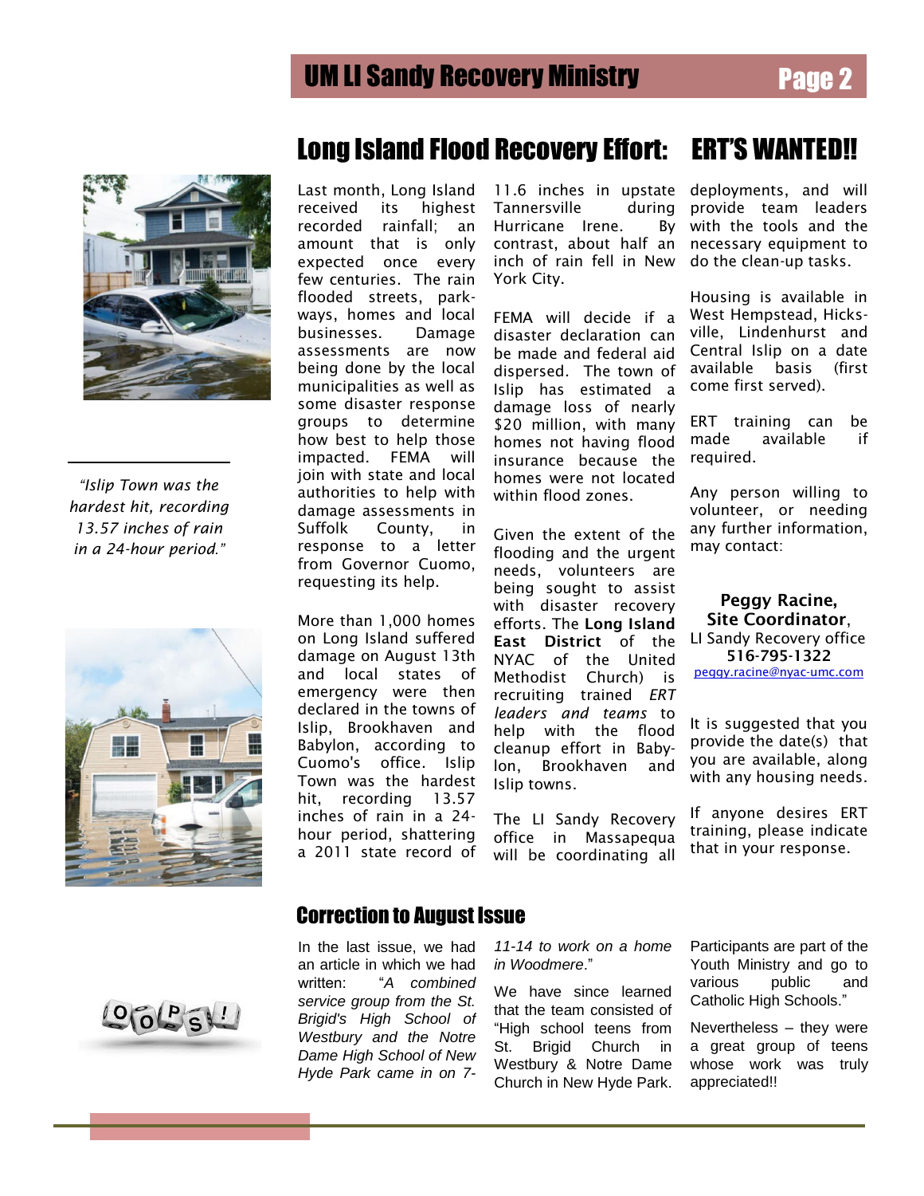## Long Island Flood Recovery Effort: ERT'S WANTED!!

*"Islip Town was the hardest hit, recording 13.57 inches of rain in a 24-hour period."*

Last month, Long Island received its highest recorded rainfall; an amount that is only expected once every few centuries. The rain flooded streets, parkways, homes and local businesses. Damage assessments are now being done by the local municipalities as well as some disaster response groups to determine how best to help those impacted. FEMA will join with state and local authorities to help with damage assessments in Suffolk County, in response to a letter from Governor Cuomo, requesting its help.

More than 1,000 homes on Long Island suffered damage on August 13th and local states of emergency were then declared in the towns of Islip, Brookhaven and Babylon, according to Cuomo's office. Islip Town was the hardest hit, recording 13.57 inches of rain in a 24-hour period, shattering a 2011 state record of 11.6 inches in upstate Tannersville during Hurricane Irene. By contrast, about half an inch of rain fell in New York City.

FEMA will decide if a disaster declaration can be made and federal aid dispersed. The town of Islip has estimated a damage loss of nearly $20 million, with many homes not having flood insurance because the homes were not located within flood zones.

Given the extent of the flooding and the urgent needs, volunteers are being sought to assist with disaster recovery efforts. The **Long Island East District** of the NYAC of the United Methodist Church) is recruiting trained *ERT leaders and teams* to help with the flood cleanup effort in Babylon, Brookhaven and Islip towns.

The LI Sandy Recovery office in Massapequa will be coordinating all deployments, and will provide team leaders with the tools and the necessary equipment to do the clean-up tasks.

Housing is available in West Hempstead, Hicksville, Lindenhurst and Central Islip on a date available basis (first come first served).

ERT training can be made available if required.

Any person willing to volunteer, or needing any further information, may contact:

**Peggy Racine,**
**Site Coordinator**,
LI Sandy Recovery office
**516-795-1322**
peggy.racine@nyac-umc.com

It is suggested that you provide the date(s) that you are available, along with any housing needs.

If anyone desires ERT training, please indicate that in your response.

## Correction to August Issue

In the last issue, we had an article in which we had written: "*A combined service group from the St. Brigid's High School of Westbury and the Notre Dame High School of New Hyde Park came in on 7-11-14 to work on a home in Woodmere*."

We have since learned that the team consisted of "High school teens from St. Brigid Church in Westbury & Notre Dame Church in New Hyde Park. Participants are part of the Youth Ministry and go to various public and Catholic High Schools."

Nevertheless – they were a great group of teens whose work was truly appreciated!!